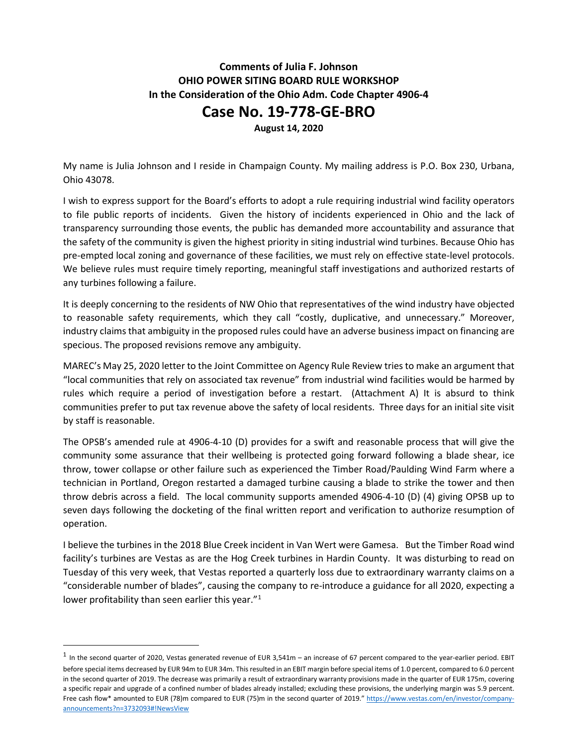**Comments of Julia F. Johnson**
**OHIO POWER SITING BOARD RULE WORKSHOP**
**In the Consideration of the Ohio Adm. Code Chapter 4906-4**

# Case No. 19-778-GE-BRO

**August 14, 2020**

My name is Julia Johnson and I reside in Champaign County. My mailing address is P.O. Box 230, Urbana, Ohio 43078.

I wish to express support for the Board's efforts to adopt a rule requiring industrial wind facility operators to file public reports of incidents. Given the history of incidents experienced in Ohio and the lack of transparency surrounding those events, the public has demanded more accountability and assurance that the safety of the community is given the highest priority in siting industrial wind turbines. Because Ohio has pre-empted local zoning and governance of these facilities, we must rely on effective state-level protocols. We believe rules must require timely reporting, meaningful staff investigations and authorized restarts of any turbines following a failure.

It is deeply concerning to the residents of NW Ohio that representatives of the wind industry have objected to reasonable safety requirements, which they call "costly, duplicative, and unnecessary." Moreover, industry claims that ambiguity in the proposed rules could have an adverse business impact on financing are specious. The proposed revisions remove any ambiguity.

MAREC's May 25, 2020 letter to the Joint Committee on Agency Rule Review tries to make an argument that "local communities that rely on associated tax revenue" from industrial wind facilities would be harmed by rules which require a period of investigation before a restart. (Attachment A) It is absurd to think communities prefer to put tax revenue above the safety of local residents. Three days for an initial site visit by staff is reasonable.

The OPSB's amended rule at 4906-4-10 (D) provides for a swift and reasonable process that will give the community some assurance that their wellbeing is protected going forward following a blade shear, ice throw, tower collapse or other failure such as experienced the Timber Road/Paulding Wind Farm where a technician in Portland, Oregon restarted a damaged turbine causing a blade to strike the tower and then throw debris across a field. The local community supports amended 4906-4-10 (D) (4) giving OPSB up to seven days following the docketing of the final written report and verification to authorize resumption of operation.

I believe the turbines in the 2018 Blue Creek incident in Van Wert were Gamesa. But the Timber Road wind facility's turbines are Vestas as are the Hog Creek turbines in Hardin County. It was disturbing to read on Tuesday of this very week, that Vestas reported a quarterly loss due to extraordinary warranty claims on a "considerable number of blades", causing the company to re-introduce a guidance for all 2020, expecting a lower profitability than seen earlier this year."[1]

---

[1] In the second quarter of 2020, Vestas generated revenue of EUR 3,541m – an increase of 67 percent compared to the year-earlier period. EBIT before special items decreased by EUR 94m to EUR 34m. This resulted in an EBIT margin before special items of 1.0 percent, compared to 6.0 percent in the second quarter of 2019. The decrease was primarily a result of extraordinary warranty provisions made in the quarter of EUR 175m, covering a specific repair and upgrade of a confined number of blades already installed; excluding these provisions, the underlying margin was 5.9 percent. Free cash flow* amounted to EUR (78)m compared to EUR (75)m in the second quarter of 2019." https://www.vestas.com/en/investor/company-announcements?n=3732093#!NewsView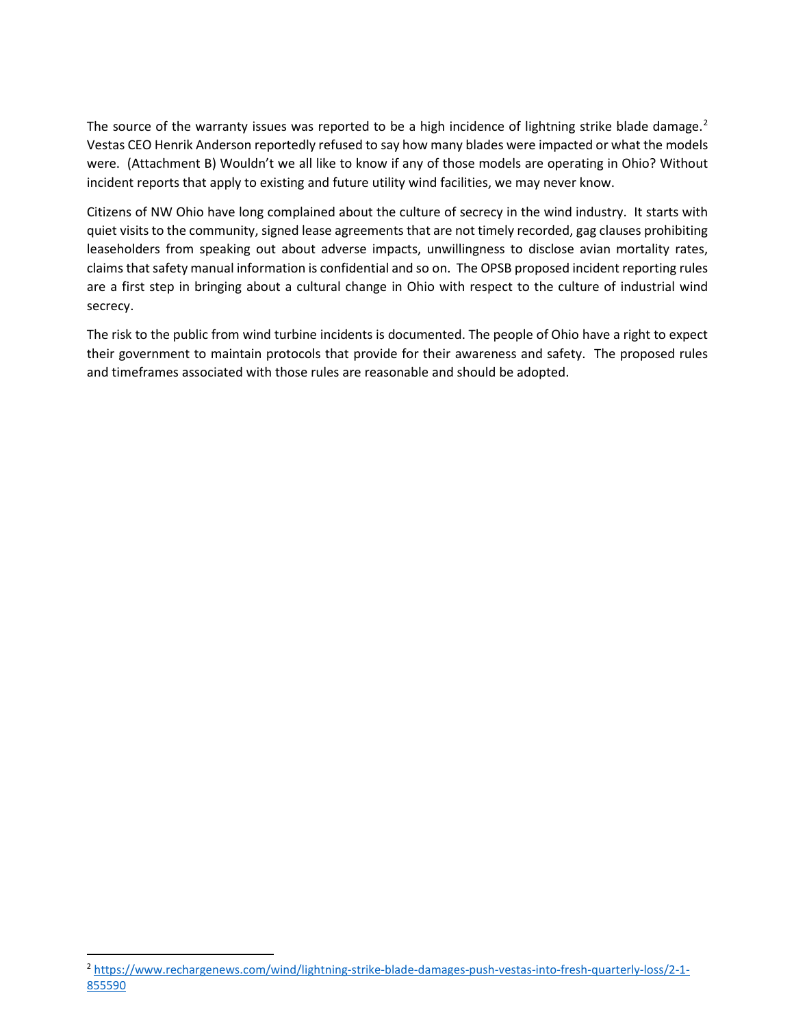The source of the warranty issues was reported to be a high incidence of lightning strike blade damage.[2] Vestas CEO Henrik Anderson reportedly refused to say how many blades were impacted or what the models were. (Attachment B) Wouldn't we all like to know if any of those models are operating in Ohio? Without incident reports that apply to existing and future utility wind facilities, we may never know.

Citizens of NW Ohio have long complained about the culture of secrecy in the wind industry. It starts with quiet visits to the community, signed lease agreements that are not timely recorded, gag clauses prohibiting leaseholders from speaking out about adverse impacts, unwillingness to disclose avian mortality rates, claims that safety manual information is confidential and so on. The OPSB proposed incident reporting rules are a first step in bringing about a cultural change in Ohio with respect to the culture of industrial wind secrecy.

The risk to the public from wind turbine incidents is documented. The people of Ohio have a right to expect their government to maintain protocols that provide for their awareness and safety. The proposed rules and timeframes associated with those rules are reasonable and should be adopted.

---

[2] https://www.rechargenews.com/wind/lightning-strike-blade-damages-push-vestas-into-fresh-quarterly-loss/2-1-855590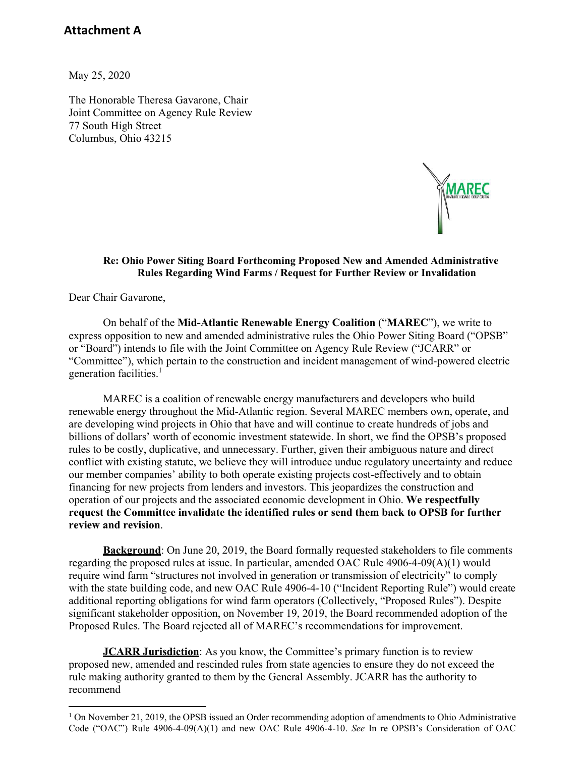# Attachment A

May 25, 2020

The Honorable Theresa Gavarone, Chair
Joint Committee on Agency Rule Review
77 South High Street
Columbus, Ohio 43215

**Re: Ohio Power Siting Board Forthcoming Proposed New and Amended Administrative Rules Regarding Wind Farms / Request for Further Review or Invalidation**

Dear Chair Gavarone,

On behalf of the **Mid-Atlantic Renewable Energy Coalition** ("**MAREC**"), we write to express opposition to new and amended administrative rules the Ohio Power Siting Board ("OPSB" or "Board") intends to file with the Joint Committee on Agency Rule Review ("JCARR" or "Committee"), which pertain to the construction and incident management of wind-powered electric generation facilities.[1]

MAREC is a coalition of renewable energy manufacturers and developers who build renewable energy throughout the Mid-Atlantic region. Several MAREC members own, operate, and are developing wind projects in Ohio that have and will continue to create hundreds of jobs and billions of dollars' worth of economic investment statewide. In short, we find the OPSB's proposed rules to be costly, duplicative, and unnecessary. Further, given their ambiguous nature and direct conflict with existing statute, we believe they will introduce undue regulatory uncertainty and reduce our member companies' ability to both operate existing projects cost-effectively and to obtain financing for new projects from lenders and investors. This jeopardizes the construction and operation of our projects and the associated economic development in Ohio. **We respectfully request the Committee invalidate the identified rules or send them back to OPSB for further review and revision**.

**Background**: On June 20, 2019, the Board formally requested stakeholders to file comments regarding the proposed rules at issue. In particular, amended OAC Rule 4906-4-09(A)(1) would require wind farm "structures not involved in generation or transmission of electricity" to comply with the state building code, and new OAC Rule 4906-4-10 ("Incident Reporting Rule") would create additional reporting obligations for wind farm operators (Collectively, "Proposed Rules"). Despite significant stakeholder opposition, on November 19, 2019, the Board recommended adoption of the Proposed Rules. The Board rejected all of MAREC's recommendations for improvement.

**JCARR Jurisdiction**: As you know, the Committee's primary function is to review proposed new, amended and rescinded rules from state agencies to ensure they do not exceed the rule making authority granted to them by the General Assembly. JCARR has the authority to recommend

[1] On November 21, 2019, the OPSB issued an Order recommending adoption of amendments to Ohio Administrative Code ("OAC") Rule 4906-4-09(A)(1) and new OAC Rule 4906-4-10. *See* In re OPSB's Consideration of OAC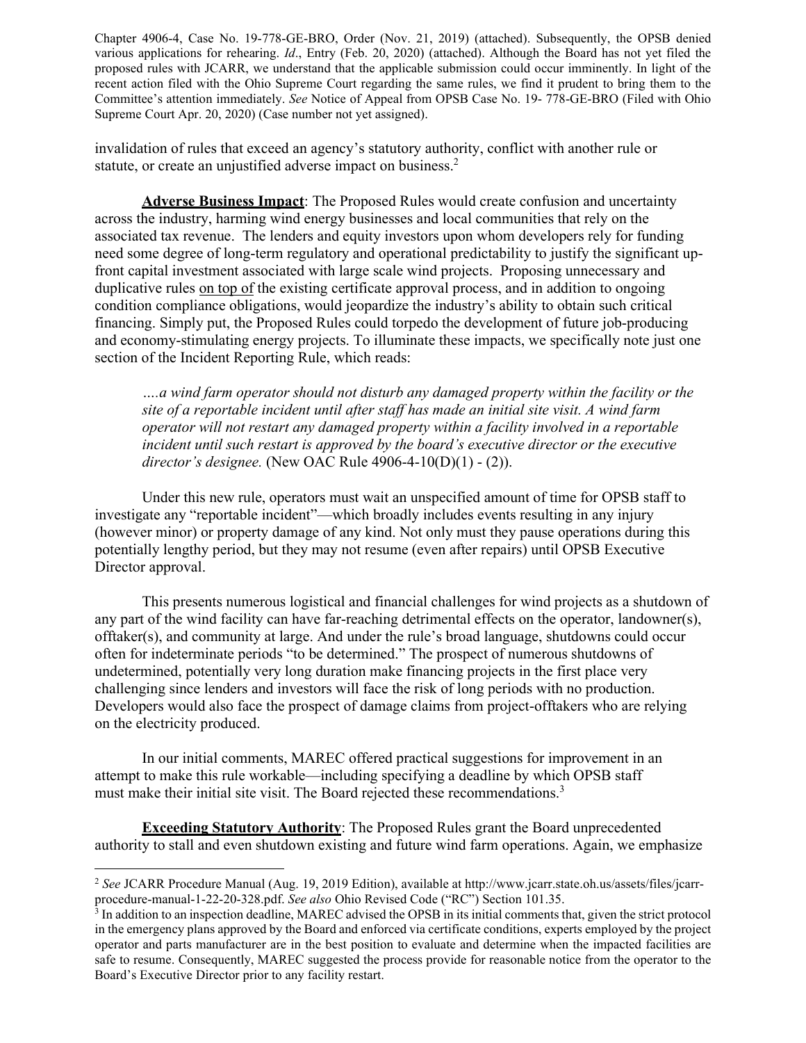Chapter 4906-4, Case No. 19-778-GE-BRO, Order (Nov. 21, 2019) (attached). Subsequently, the OPSB denied various applications for rehearing. *Id*., Entry (Feb. 20, 2020) (attached). Although the Board has not yet filed the proposed rules with JCARR, we understand that the applicable submission could occur imminently. In light of the recent action filed with the Ohio Supreme Court regarding the same rules, we find it prudent to bring them to the Committee's attention immediately. *See* Notice of Appeal from OPSB Case No. 19- 778-GE-BRO (Filed with Ohio Supreme Court Apr. 20, 2020) (Case number not yet assigned).

invalidation of rules that exceed an agency's statutory authority, conflict with another rule or statute, or create an unjustified adverse impact on business.[2]

**Adverse Business Impact**: The Proposed Rules would create confusion and uncertainty across the industry, harming wind energy businesses and local communities that rely on the associated tax revenue. The lenders and equity investors upon whom developers rely for funding need some degree of long-term regulatory and operational predictability to justify the significant up-front capital investment associated with large scale wind projects. Proposing unnecessary and duplicative rules on top of the existing certificate approval process, and in addition to ongoing condition compliance obligations, would jeopardize the industry's ability to obtain such critical financing. Simply put, the Proposed Rules could torpedo the development of future job-producing and economy-stimulating energy projects. To illuminate these impacts, we specifically note just one section of the Incident Reporting Rule, which reads:

> *….a wind farm operator should not disturb any damaged property within the facility or the site of a reportable incident until after staff has made an initial site visit. A wind farm operator will not restart any damaged property within a facility involved in a reportable incident until such restart is approved by the board's executive director or the executive director's designee.* (New OAC Rule 4906-4-10(D)(1) - (2)).

Under this new rule, operators must wait an unspecified amount of time for OPSB staff to investigate any "reportable incident"—which broadly includes events resulting in any injury (however minor) or property damage of any kind. Not only must they pause operations during this potentially lengthy period, but they may not resume (even after repairs) until OPSB Executive Director approval.

This presents numerous logistical and financial challenges for wind projects as a shutdown of any part of the wind facility can have far-reaching detrimental effects on the operator, landowner(s), offtaker(s), and community at large. And under the rule's broad language, shutdowns could occur often for indeterminate periods "to be determined." The prospect of numerous shutdowns of undetermined, potentially very long duration make financing projects in the first place very challenging since lenders and investors will face the risk of long periods with no production. Developers would also face the prospect of damage claims from project-offtakers who are relying on the electricity produced.

In our initial comments, MAREC offered practical suggestions for improvement in an attempt to make this rule workable—including specifying a deadline by which OPSB staff must make their initial site visit. The Board rejected these recommendations.[3]

**Exceeding Statutory Authority**: The Proposed Rules grant the Board unprecedented authority to stall and even shutdown existing and future wind farm operations. Again, we emphasize

---

[2] *See* JCARR Procedure Manual (Aug. 19, 2019 Edition), available at http://www.jcarr.state.oh.us/assets/files/jcarr-procedure-manual-1-22-20-328.pdf. *See also* Ohio Revised Code ("RC") Section 101.35.

[3] In addition to an inspection deadline, MAREC advised the OPSB in its initial comments that, given the strict protocol in the emergency plans approved by the Board and enforced via certificate conditions, experts employed by the project operator and parts manufacturer are in the best position to evaluate and determine when the impacted facilities are safe to resume. Consequently, MAREC suggested the process provide for reasonable notice from the operator to the Board's Executive Director prior to any facility restart.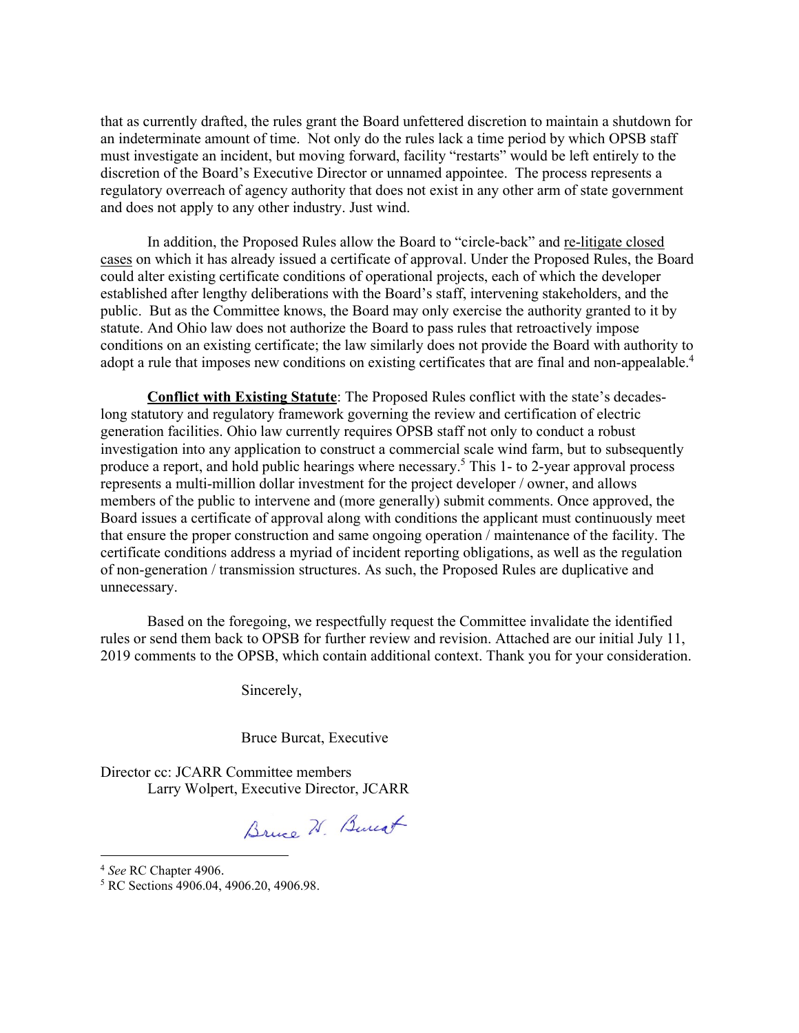that as currently drafted, the rules grant the Board unfettered discretion to maintain a shutdown for an indeterminate amount of time. Not only do the rules lack a time period by which OPSB staff must investigate an incident, but moving forward, facility "restarts" would be left entirely to the discretion of the Board's Executive Director or unnamed appointee. The process represents a regulatory overreach of agency authority that does not exist in any other arm of state government and does not apply to any other industry. Just wind.

In addition, the Proposed Rules allow the Board to "circle-back" and re-litigate closed cases on which it has already issued a certificate of approval. Under the Proposed Rules, the Board could alter existing certificate conditions of operational projects, each of which the developer established after lengthy deliberations with the Board's staff, intervening stakeholders, and the public. But as the Committee knows, the Board may only exercise the authority granted to it by statute. And Ohio law does not authorize the Board to pass rules that retroactively impose conditions on an existing certificate; the law similarly does not provide the Board with authority to adopt a rule that imposes new conditions on existing certificates that are final and non-appealable.[4]

**Conflict with Existing Statute**: The Proposed Rules conflict with the state's decades-long statutory and regulatory framework governing the review and certification of electric generation facilities. Ohio law currently requires OPSB staff not only to conduct a robust investigation into any application to construct a commercial scale wind farm, but to subsequently produce a report, and hold public hearings where necessary.[5] This 1- to 2-year approval process represents a multi-million dollar investment for the project developer / owner, and allows members of the public to intervene and (more generally) submit comments. Once approved, the Board issues a certificate of approval along with conditions the applicant must continuously meet that ensure the proper construction and same ongoing operation / maintenance of the facility. The certificate conditions address a myriad of incident reporting obligations, as well as the regulation of non-generation / transmission structures. As such, the Proposed Rules are duplicative and unnecessary.

Based on the foregoing, we respectfully request the Committee invalidate the identified rules or send them back to OPSB for further review and revision. Attached are our initial July 11, 2019 comments to the OPSB, which contain additional context. Thank you for your consideration.

Sincerely,

Bruce Burcat, Executive

Director cc: JCARR Committee members
Larry Wolpert, Executive Director, JCARR

---

[4] *See* RC Chapter 4906.

[5] RC Sections 4906.04, 4906.20, 4906.98.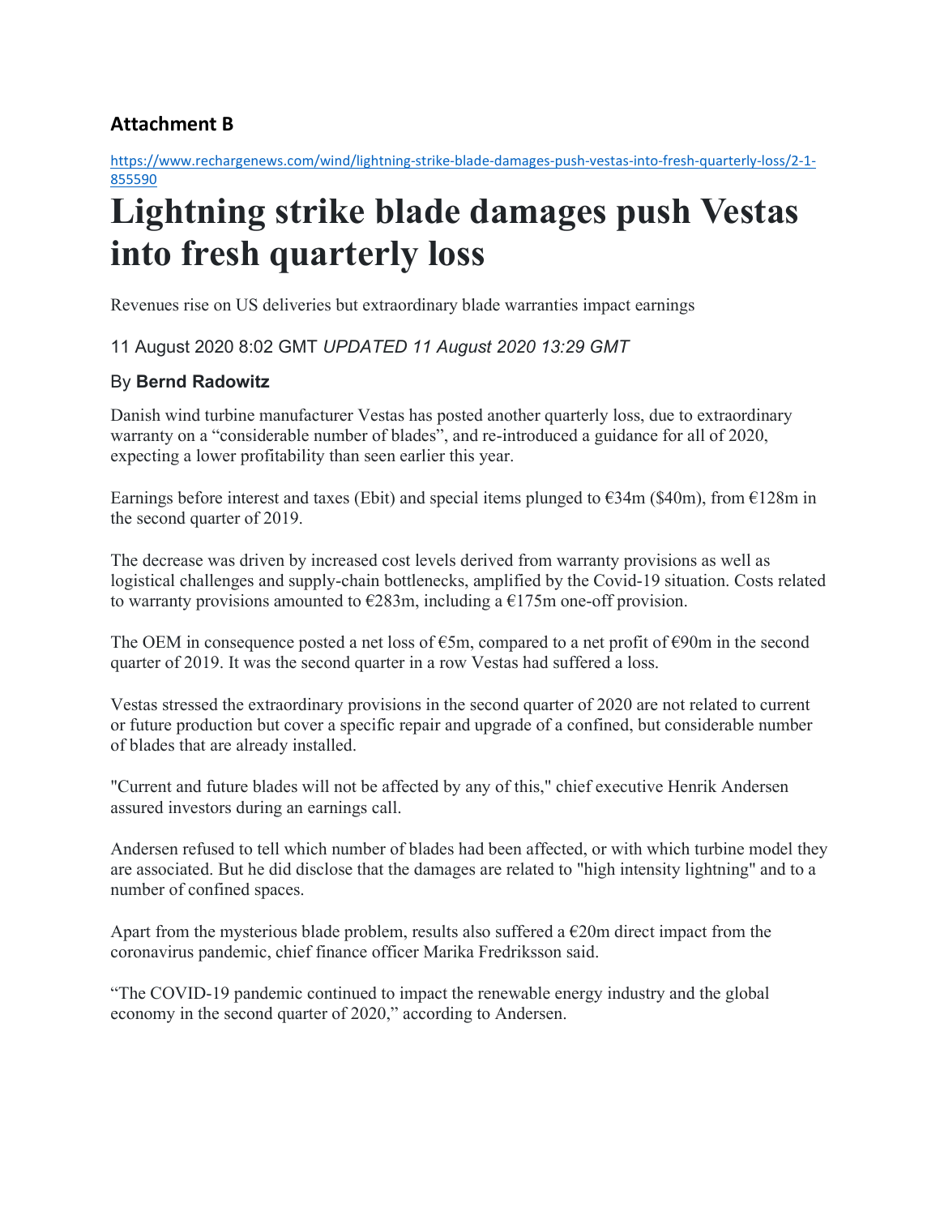## Attachment B

https://www.rechargenews.com/wind/lightning-strike-blade-damages-push-vestas-into-fresh-quarterly-loss/2-1-855590

# Lightning strike blade damages push Vestas into fresh quarterly loss

Revenues rise on US deliveries but extraordinary blade warranties impact earnings

11 August 2020 8:02 GMT *UPDATED 11 August 2020 13:29 GMT*

By **Bernd Radowitz**

Danish wind turbine manufacturer Vestas has posted another quarterly loss, due to extraordinary warranty on a "considerable number of blades", and re-introduced a guidance for all of 2020, expecting a lower profitability than seen earlier this year.

Earnings before interest and taxes (Ebit) and special items plunged to €34m ($40m), from €128m in the second quarter of 2019.

The decrease was driven by increased cost levels derived from warranty provisions as well as logistical challenges and supply-chain bottlenecks, amplified by the Covid-19 situation. Costs related to warranty provisions amounted to €283m, including a €175m one-off provision.

The OEM in consequence posted a net loss of €5m, compared to a net profit of €90m in the second quarter of 2019. It was the second quarter in a row Vestas had suffered a loss.

Vestas stressed the extraordinary provisions in the second quarter of 2020 are not related to current or future production but cover a specific repair and upgrade of a confined, but considerable number of blades that are already installed.

"Current and future blades will not be affected by any of this," chief executive Henrik Andersen assured investors during an earnings call.

Andersen refused to tell which number of blades had been affected, or with which turbine model they are associated. But he did disclose that the damages are related to "high intensity lightning" and to a number of confined spaces.

Apart from the mysterious blade problem, results also suffered a €20m direct impact from the coronavirus pandemic, chief finance officer Marika Fredriksson said.

"The COVID-19 pandemic continued to impact the renewable energy industry and the global economy in the second quarter of 2020," according to Andersen.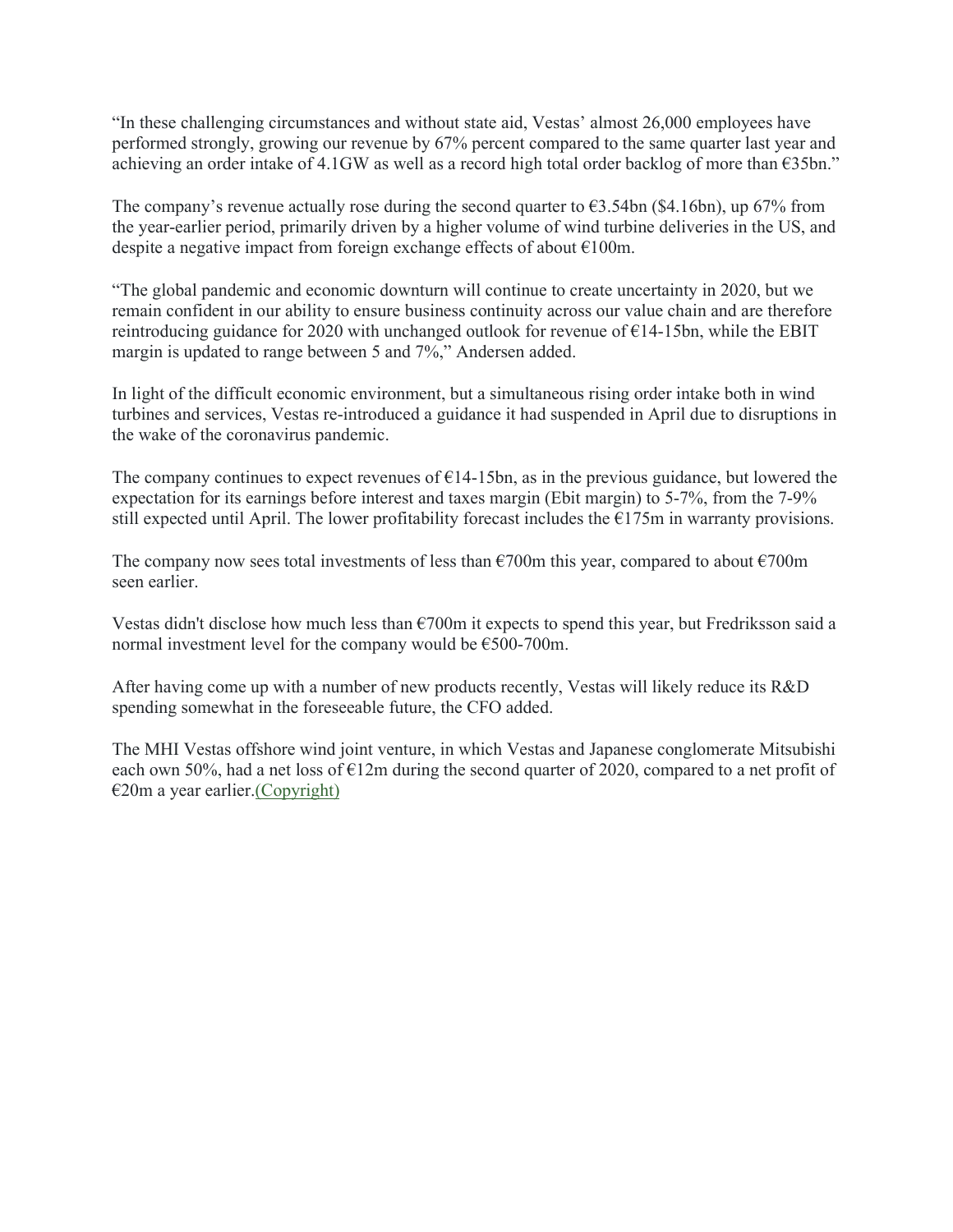"In these challenging circumstances and without state aid, Vestas' almost 26,000 employees have performed strongly, growing our revenue by 67% percent compared to the same quarter last year and achieving an order intake of 4.1GW as well as a record high total order backlog of more than €35bn."

The company's revenue actually rose during the second quarter to €3.54bn ($4.16bn), up 67% from the year-earlier period, primarily driven by a higher volume of wind turbine deliveries in the US, and despite a negative impact from foreign exchange effects of about €100m.

"The global pandemic and economic downturn will continue to create uncertainty in 2020, but we remain confident in our ability to ensure business continuity across our value chain and are therefore reintroducing guidance for 2020 with unchanged outlook for revenue of €14-15bn, while the EBIT margin is updated to range between 5 and 7%," Andersen added.

In light of the difficult economic environment, but a simultaneous rising order intake both in wind turbines and services, Vestas re-introduced a guidance it had suspended in April due to disruptions in the wake of the coronavirus pandemic.

The company continues to expect revenues of €14-15bn, as in the previous guidance, but lowered the expectation for its earnings before interest and taxes margin (Ebit margin) to 5-7%, from the 7-9% still expected until April. The lower profitability forecast includes the €175m in warranty provisions.

The company now sees total investments of less than €700m this year, compared to about €700m seen earlier.

Vestas didn't disclose how much less than €700m it expects to spend this year, but Fredriksson said a normal investment level for the company would be €500-700m.

After having come up with a number of new products recently, Vestas will likely reduce its R&D spending somewhat in the foreseeable future, the CFO added.

The MHI Vestas offshore wind joint venture, in which Vestas and Japanese conglomerate Mitsubishi each own 50%, had a net loss of €12m during the second quarter of 2020, compared to a net profit of €20m a year earlier.(Copyright)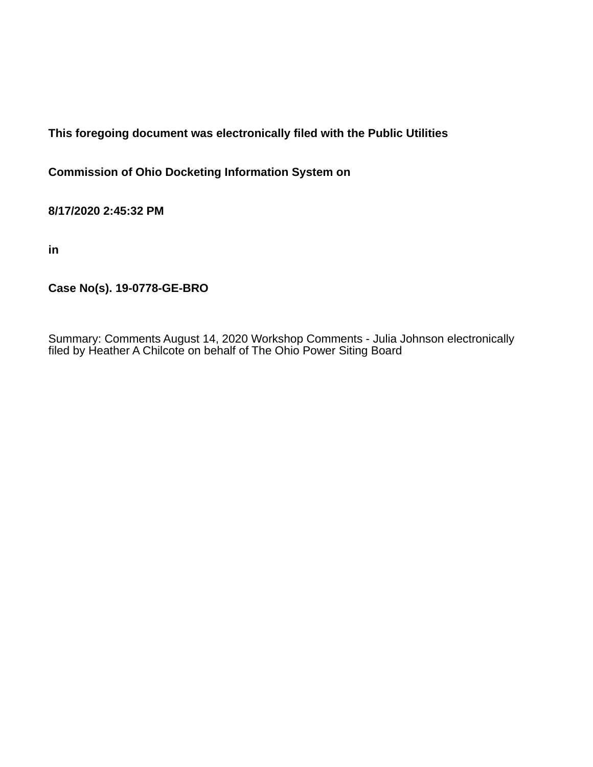**This foregoing document was electronically filed with the Public Utilities**

**Commission of Ohio Docketing Information System on**

**8/17/2020 2:45:32 PM**

**in**

**Case No(s). 19-0778-GE-BRO**

Summary: Comments August 14, 2020 Workshop Comments - Julia Johnson electronically filed by Heather A Chilcote on behalf of The Ohio Power Siting Board